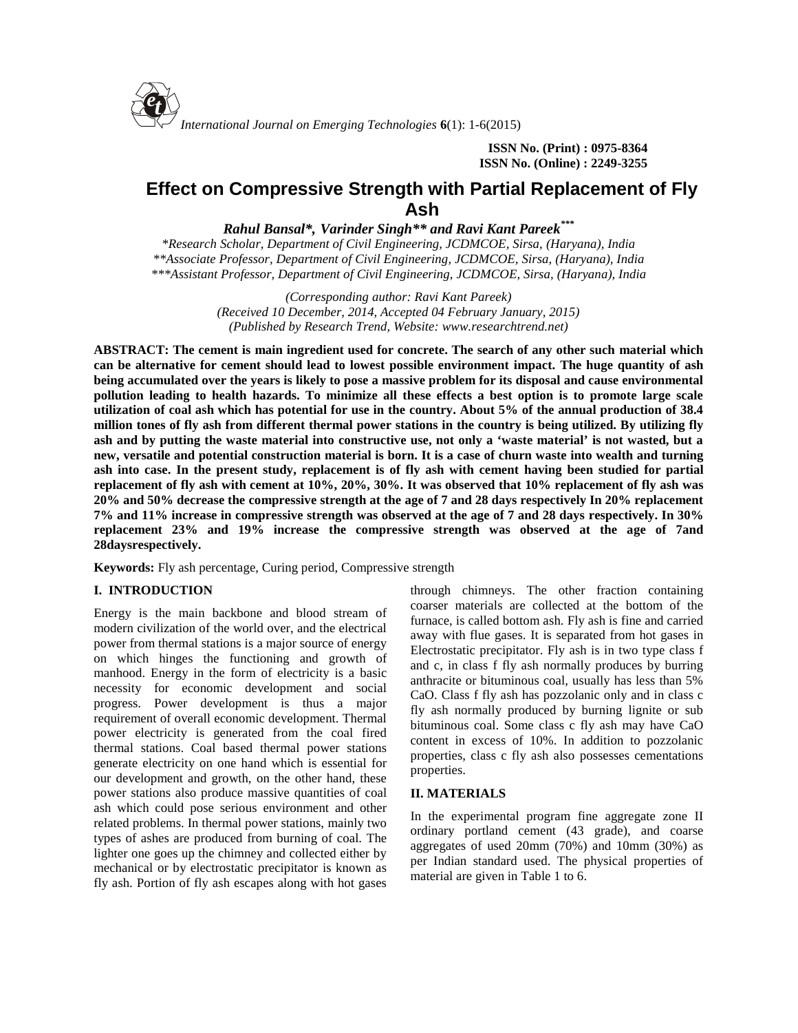ISSN No. (Print) : 0975-8364
ISSN No. (Online) : 2249-3255

# Effect on Compressive Strength with Partial Replacement of Fly Ash

***Rahul Bansal\*, Varinder Singh\*\* and Ravi Kant Pareek\*\*\****

*\*Research Scholar, Department of Civil Engineering, JCDMCOE, Sirsa, (Haryana), India*
*\*\*Associate Professor, Department of Civil Engineering, JCDMCOE, Sirsa, (Haryana), India*
*\*\*\*Assistant Professor, Department of Civil Engineering, JCDMCOE, Sirsa, (Haryana), India*

*(Corresponding author: Ravi Kant Pareek)*
*(Received 10 December, 2014, Accepted 04 February January, 2015)*
*(Published by Research Trend, Website: www.researchtrend.net)*

**ABSTRACT: The cement is main ingredient used for concrete. The search of any other such material which can be alternative for cement should lead to lowest possible environment impact. The huge quantity of ash being accumulated over the years is likely to pose a massive problem for its disposal and cause environmental pollution leading to health hazards. To minimize all these effects a best option is to promote large scale utilization of coal ash which has potential for use in the country. About 5% of the annual production of 38.4 million tones of fly ash from different thermal power stations in the country is being utilized. By utilizing fly ash and by putting the waste material into constructive use, not only a 'waste material' is not wasted, but a new, versatile and potential construction material is born. It is a case of churn waste into wealth and turning ash into case. In the present study, replacement is of fly ash with cement having been studied for partial replacement of fly ash with cement at 10%, 20%, 30%. It was observed that 10% replacement of fly ash was 20% and 50% decrease the compressive strength at the age of 7 and 28 days respectively In 20% replacement 7% and 11% increase in compressive strength was observed at the age of 7 and 28 days respectively. In 30% replacement 23% and 19% increase the compressive strength was observed at the age of 7and 28daysrespectively.**

**Keywords:** Fly ash percentage, Curing period, Compressive strength

## I. INTRODUCTION

Energy is the main backbone and blood stream of modern civilization of the world over, and the electrical power from thermal stations is a major source of energy on which hinges the functioning and growth of manhood. Energy in the form of electricity is a basic necessity for economic development and social progress. Power development is thus a major requirement of overall economic development. Thermal power electricity is generated from the coal fired thermal stations. Coal based thermal power stations generate electricity on one hand which is essential for our development and growth, on the other hand, these power stations also produce massive quantities of coal ash which could pose serious environment and other related problems. In thermal power stations, mainly two types of ashes are produced from burning of coal. The lighter one goes up the chimney and collected either by mechanical or by electrostatic precipitator is known as fly ash. Portion of fly ash escapes along with hot gases through chimneys. The other fraction containing coarser materials are collected at the bottom of the furnace, is called bottom ash. Fly ash is fine and carried away with flue gases. It is separated from hot gases in Electrostatic precipitator. Fly ash is in two type class f and c, in class f fly ash normally produces by burring anthracite or bituminous coal, usually has less than 5% CaO. Class f fly ash has pozzolanic only and in class c fly ash normally produced by burning lignite or sub bituminous coal. Some class c fly ash may have CaO content in excess of 10%. In addition to pozzolanic properties, class c fly ash also possesses cementations properties.

## II. MATERIALS

In the experimental program fine aggregate zone II ordinary portland cement (43 grade), and coarse aggregates of used 20mm (70%) and 10mm (30%) as per Indian standard used. The physical properties of material are given in Table 1 to 6.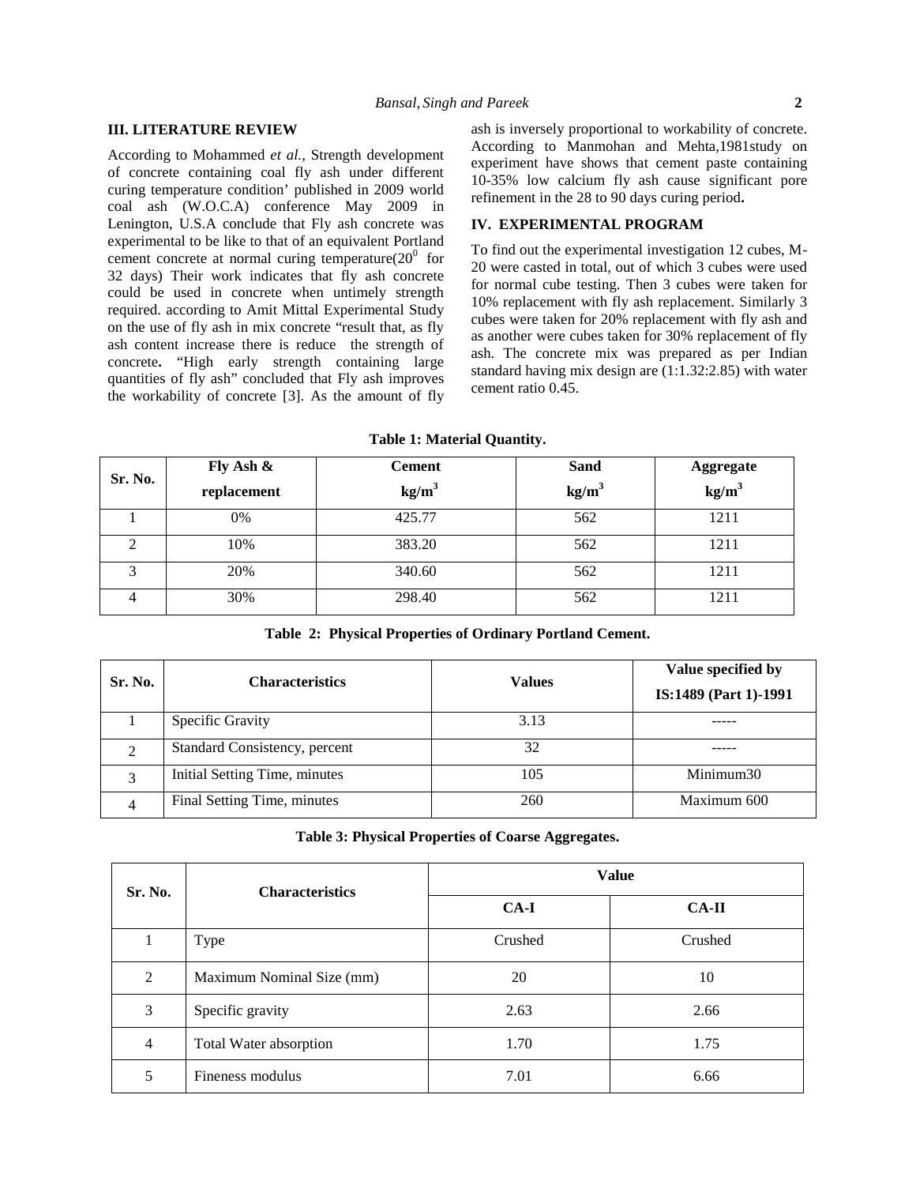## III. LITERATURE REVIEW

According to Mohammed *et al.,* Strength development of concrete containing coal fly ash under different curing temperature condition' published in 2009 world coal ash (W.O.C.A) conference May 2009 in Lenington, U.S.A conclude that Fly ash concrete was experimental to be like to that of an equivalent Portland cement concrete at normal curing temperature($20^0$ for 32 days) Their work indicates that fly ash concrete could be used in concrete when untimely strength required. according to Amit Mittal Experimental Study on the use of fly ash in mix concrete "result that, as fly ash content increase there is reduce the strength of concrete**.** "High early strength containing large quantities of fly ash" concluded that Fly ash improves the workability of concrete [3]. As the amount of fly ash is inversely proportional to workability of concrete. According to Manmohan and Mehta,1981study on experiment have shows that cement paste containing 10-35% low calcium fly ash cause significant pore refinement in the 28 to 90 days curing period**.**

## IV. EXPERIMENTAL PROGRAM

To find out the experimental investigation 12 cubes, M-20 were casted in total, out of which 3 cubes were used for normal cube testing. Then 3 cubes were taken for 10% replacement with fly ash replacement. Similarly 3 cubes were taken for 20% replacement with fly ash and as another were cubes taken for 30% replacement of fly ash. The concrete mix was prepared as per Indian standard having mix design are (1:1.32:2.85) with water cement ratio 0.45.

**Table 1: Material Quantity.**

| Sr. No. | Fly Ash & replacement | Cement $kg/m^3$ | Sand $kg/m^3$ | Aggregate $kg/m^3$ |
|---|---|---|---|---|
| 1 | 0% | 425.77 | 562 | 1211 |
| 2 | 10% | 383.20 | 562 | 1211 |
| 3 | 20% | 340.60 | 562 | 1211 |
| 4 | 30% | 298.40 | 562 | 1211 |

**Table 2: Physical Properties of Ordinary Portland Cement.**

| Sr. No. | Characteristics | Values | Value specified by IS:1489 (Part 1)-1991 |
|---|---|---|---|
| 1 | Specific Gravity | 3.13 | ----- |
| 2 | Standard Consistency, percent | 32 | ----- |
| 3 | Initial Setting Time, minutes | 105 | Minimum30 |
| 4 | Final Setting Time, minutes | 260 | Maximum 600 |

**Table 3: Physical Properties of Coarse Aggregates.**

| Sr. No. | Characteristics | Value | |
|---|---|---|---|
| | | CA-I | CA-II |
| 1 | Type | Crushed | Crushed |
| 2 | Maximum Nominal Size (mm) | 20 | 10 |
| 3 | Specific gravity | 2.63 | 2.66 |
| 4 | Total Water absorption | 1.70 | 1.75 |
| 5 | Fineness modulus | 7.01 | 6.66 |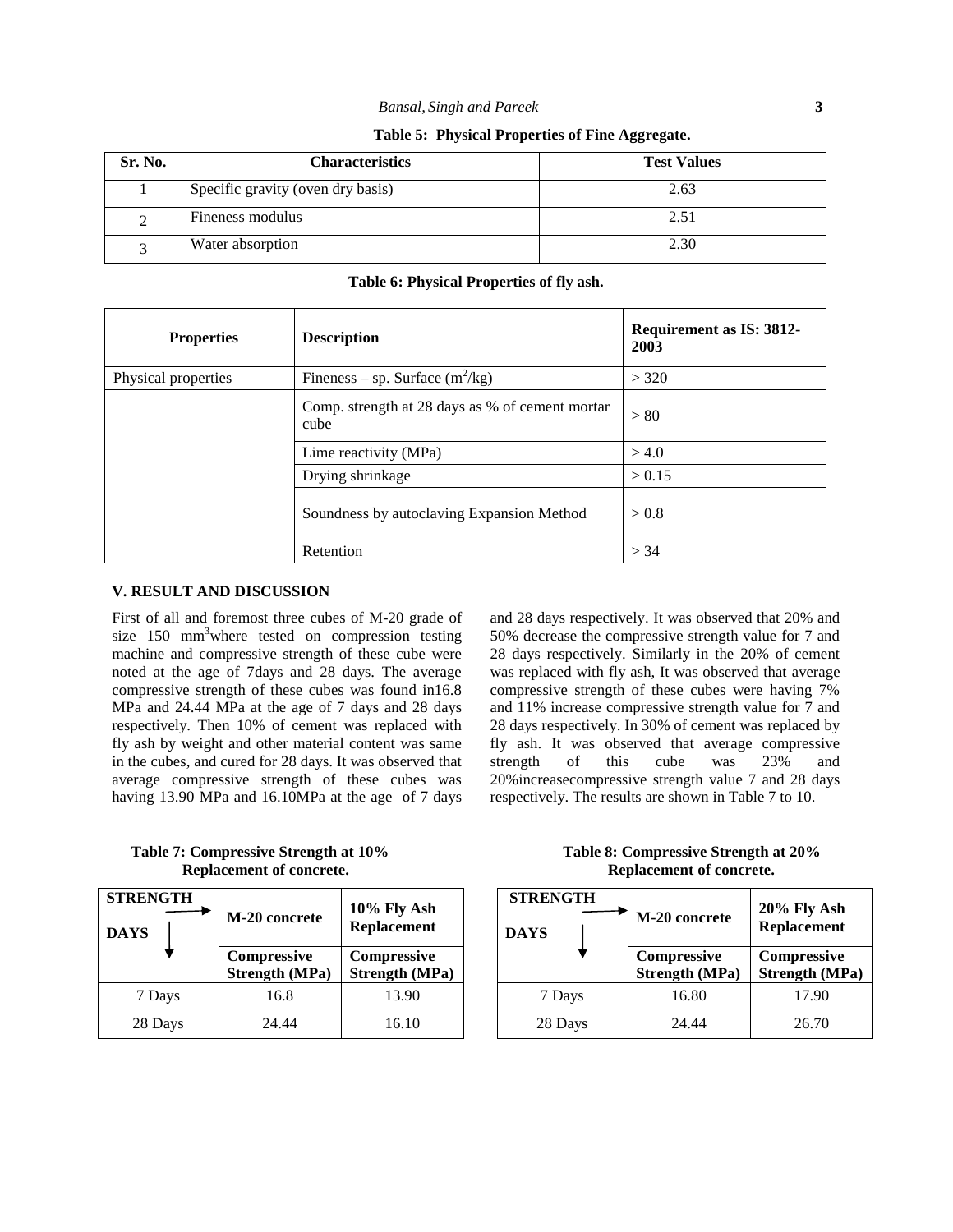**Table 5: Physical Properties of Fine Aggregate.**

| Sr. No. | Characteristics | Test Values |
|---|---|---|
| 1 | Specific gravity (oven dry basis) | 2.63 |
| 2 | Fineness modulus | 2.51 |
| 3 | Water absorption | 2.30 |

**Table 6: Physical Properties of fly ash.**

| Properties | Description | Requirement as IS: 3812-2003 |
|---|---|---|
| Physical properties | Fineness – sp. Surface ($m^2$/kg) | > 320 |
| | Comp. strength at 28 days as % of cement mortar cube | > 80 |
| | Lime reactivity (MPa) | > 4.0 |
| | Drying shrinkage | > 0.15 |
| | Soundness by autoclaving Expansion Method | > 0.8 |
| | Retention | > 34 |

## V. RESULT AND DISCUSSION

First of all and foremost three cubes of M-20 grade of size 150 $mm^3$where tested on compression testing machine and compressive strength of these cube were noted at the age of 7days and 28 days. The average compressive strength of these cubes was found in16.8 MPa and 24.44 MPa at the age of 7 days and 28 days respectively. Then 10% of cement was replaced with fly ash by weight and other material content was same in the cubes, and cured for 28 days. It was observed that average compressive strength of these cubes was having 13.90 MPa and 16.10MPa at the age of 7 days and 28 days respectively. It was observed that 20% and 50% decrease the compressive strength value for 7 and 28 days respectively. Similarly in the 20% of cement was replaced with fly ash, It was observed that average compressive strength of these cubes were having 7% and 11% increase compressive strength value for 7 and 28 days respectively. In 30% of cement was replaced by fly ash. It was observed that average compressive strength of this cube was 23% and 20%increasecompressive strength value 7 and 28 days respectively. The results are shown in Table 7 to 10.

**Table 7: Compressive Strength at 10% Replacement of concrete.**

| STRENGTH → DAYS ↓ | M-20 concrete | 10% Fly Ash Replacement |
|---|---|---|
| | Compressive Strength (MPa) | Compressive Strength (MPa) |
| 7 Days | 16.8 | 13.90 |
| 28 Days | 24.44 | 16.10 |

**Table 8: Compressive Strength at 20% Replacement of concrete.**

| STRENGTH → DAYS ↓ | M-20 concrete | 20% Fly Ash Replacement |
|---|---|---|
| | Compressive Strength (MPa) | Compressive Strength (MPa) |
| 7 Days | 16.80 | 17.90 |
| 28 Days | 24.44 | 26.70 |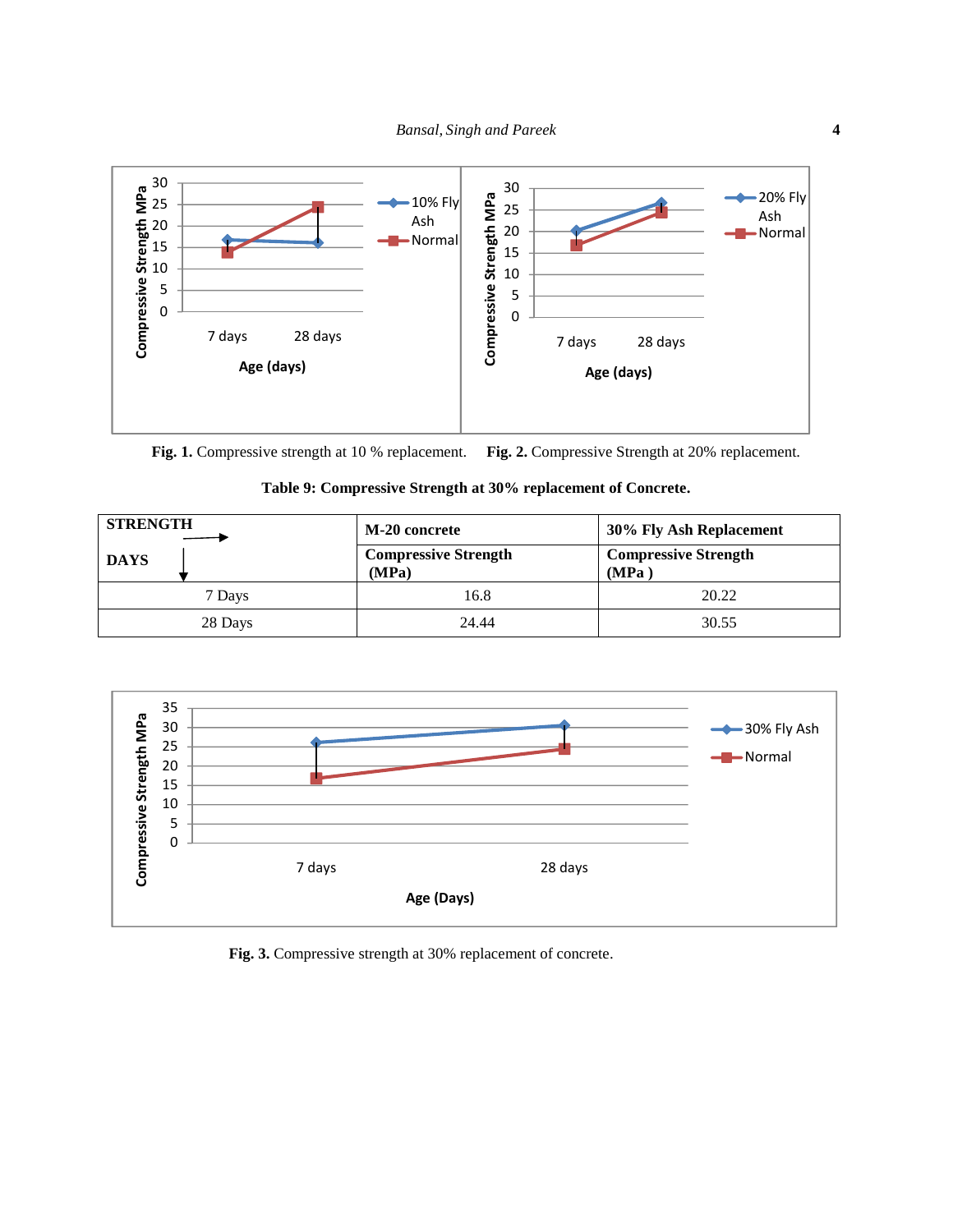**Fig. 1.** Compressive strength at 10 % replacement. **Fig. 2.** Compressive Strength at 20% replacement.

**Table 9: Compressive Strength at 30% replacement of Concrete.**

| STRENGTH → / DAYS ↓ | M-20 concrete | 30% Fly Ash Replacement |
|---|---|---|
| | Compressive Strength (MPa) | Compressive Strength (MPa ) |
| 7 Days | 16.8 | 20.22 |
| 28 Days | 24.44 | 30.55 |

**Fig. 3.** Compressive strength at 30% replacement of concrete.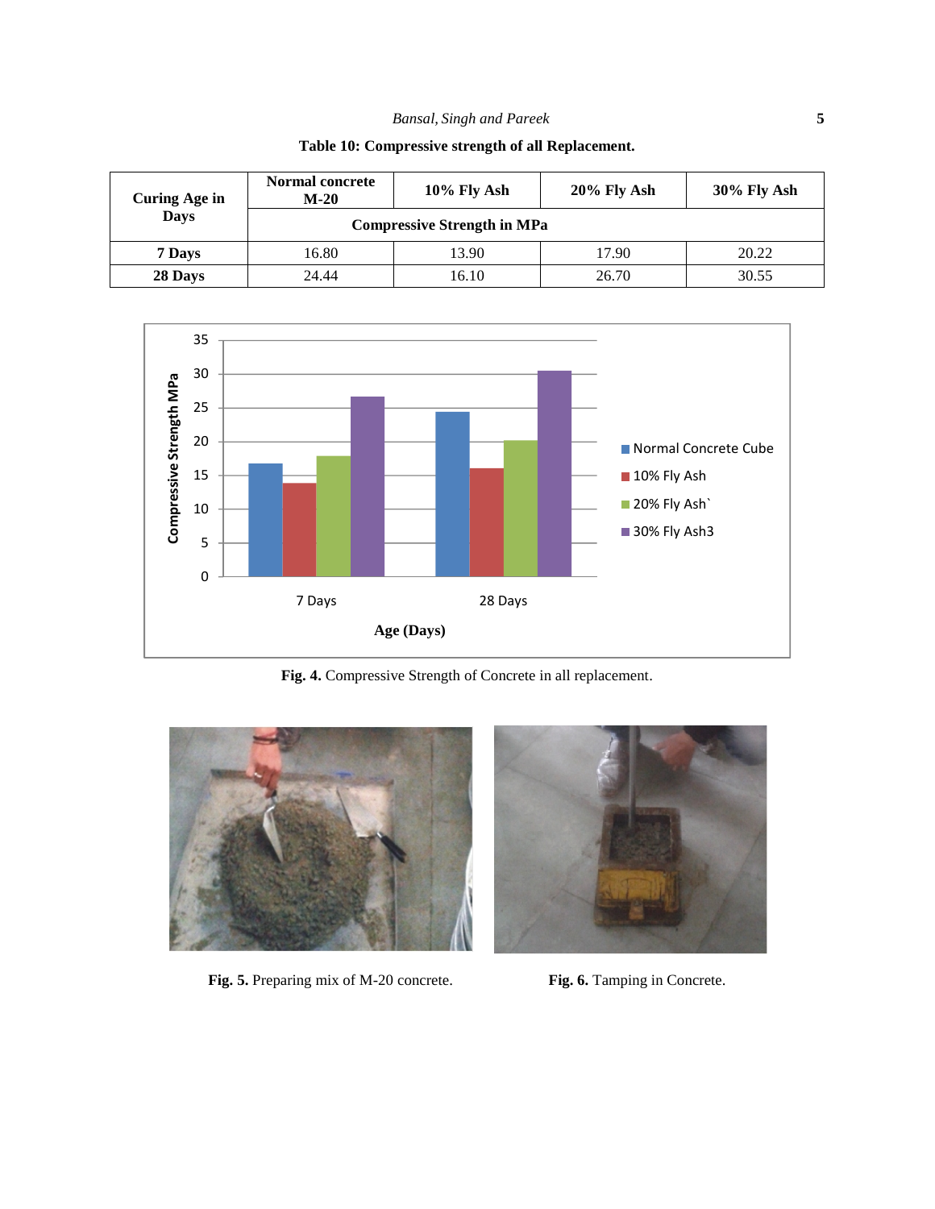**Table 10: Compressive strength of all Replacement.**

| Curing Age in Days | Normal concrete M-20 | 10% Fly Ash | 20% Fly Ash | 30% Fly Ash |
|---|---|---|---|---|
| | Compressive Strength in MPa | | | |
| **7 Days** | 16.80 | 13.90 | 17.90 | 20.22 |
| **28 Days** | 24.44 | 16.10 | 26.70 | 30.55 |

**Fig. 4.** Compressive Strength of Concrete in all replacement.

**Fig. 5.** Preparing mix of M-20 concrete.

**Fig. 6.** Tamping in Concrete.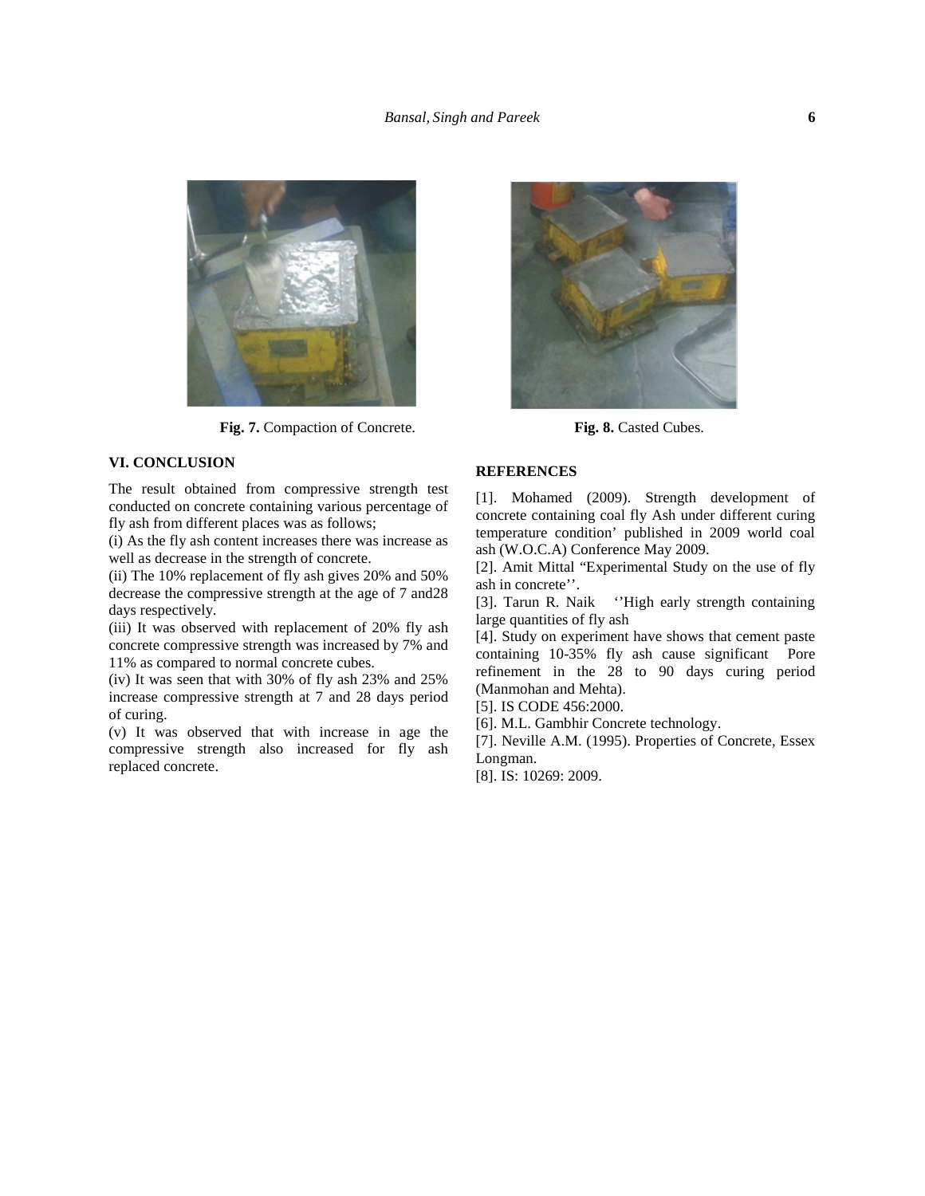Fig. 7. Compaction of Concrete.

Fig. 8. Casted Cubes.

## VI. CONCLUSION

The result obtained from compressive strength test conducted on concrete containing various percentage of fly ash from different places was as follows;

(i) As the fly ash content increases there was increase as well as decrease in the strength of concrete.

(ii) The 10% replacement of fly ash gives 20% and 50% decrease the compressive strength at the age of 7 and28 days respectively.

(iii) It was observed with replacement of 20% fly ash concrete compressive strength was increased by 7% and 11% as compared to normal concrete cubes.

(iv) It was seen that with 30% of fly ash 23% and 25% increase compressive strength at 7 and 28 days period of curing.

(v) It was observed that with increase in age the compressive strength also increased for fly ash replaced concrete.

## REFERENCES

[1]. Mohamed (2009). Strength development of concrete containing coal fly Ash under different curing temperature condition' published in 2009 world coal ash (W.O.C.A) Conference May 2009.

[2]. Amit Mittal "Experimental Study on the use of fly ash in concrete''.

[3]. Tarun R. Naik ''High early strength containing large quantities of fly ash

[4]. Study on experiment have shows that cement paste containing 10-35% fly ash cause significant Pore refinement in the 28 to 90 days curing period (Manmohan and Mehta).

[5]. IS CODE 456:2000.

[6]. M.L. Gambhir Concrete technology.

[7]. Neville A.M. (1995). Properties of Concrete, Essex Longman.

[8]. IS: 10269: 2009.